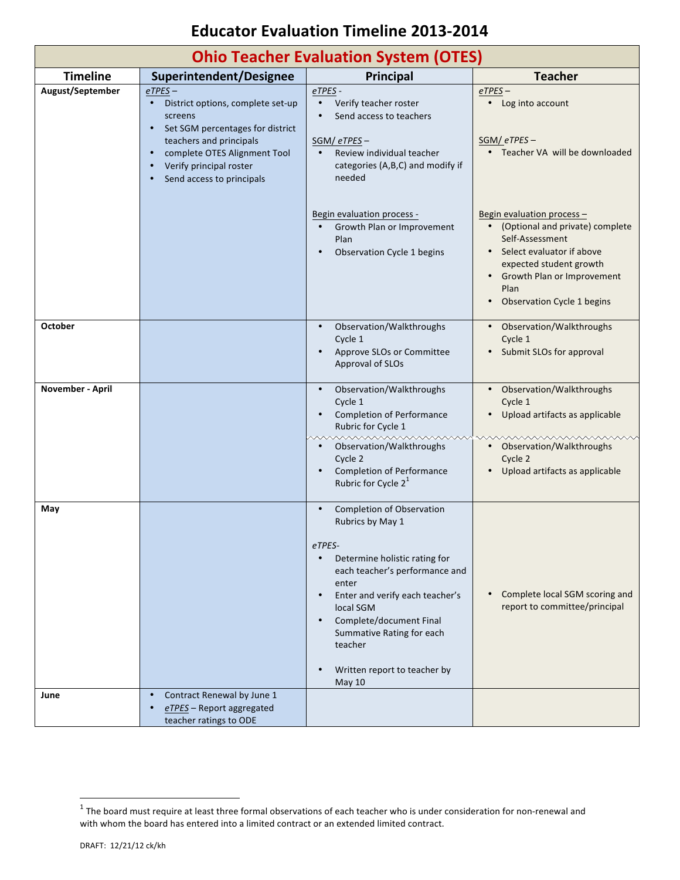# Educator Evaluation Timeline 2013-2014

## Ohio Teacher Evaluation System (OTES)

| Timeline | Superintendent/Designee | Principal | Teacher |
|---|---|---|---|
| **August/September** | *eTPES* –<br>• District options, complete set-up screens<br>• Set SGM percentages for district teachers and principals<br>• complete OTES Alignment Tool<br>• Verify principal roster<br>• Send access to principals | *eTPES* -<br>• Verify teacher roster<br>• Send access to teachers<br><br>SGM/ *eTPES* –<br>• Review individual teacher categories (A,B,C) and modify if needed<br><br>Begin evaluation process -<br>• Growth Plan or Improvement Plan<br>• Observation Cycle 1 begins | *eTPES* –<br>• Log into account<br><br>SGM/ *eTPES* –<br>• Teacher VA will be downloaded<br><br>Begin evaluation process –<br>• (Optional and private) complete Self-Assessment<br>• Select evaluator if above expected student growth<br>• Growth Plan or Improvement Plan<br>• Observation Cycle 1 begins |
| **October** | | • Observation/Walkthroughs Cycle 1<br>• Approve SLOs or Committee Approval of SLOs | • Observation/Walkthroughs Cycle 1<br>• Submit SLOs for approval |
| **November - April** | | • Observation/Walkthroughs Cycle 1<br>• Completion of Performance Rubric for Cycle 1<br><br>• Observation/Walkthroughs Cycle 2<br>• Completion of Performance Rubric for Cycle 2[1] | • Observation/Walkthroughs Cycle 1<br>• Upload artifacts as applicable<br><br>• Observation/Walkthroughs Cycle 2<br>• Upload artifacts as applicable |
| **May** | | • Completion of Observation Rubrics by May 1<br><br>*eTPES*-<br>• Determine holistic rating for each teacher's performance and enter<br>• Enter and verify each teacher's local SGM<br>• Complete/document Final Summative Rating for each teacher<br><br>• Written report to teacher by May 10 | • Complete local SGM scoring and report to committee/principal |
| **June** | • Contract Renewal by June 1<br>• *eTPES* – Report aggregated teacher ratings to ODE | | |

[1] The board must require at least three formal observations of each teacher who is under consideration for non-renewal and with whom the board has entered into a limited contract or an extended limited contract.

DRAFT: 12/21/12 ck/kh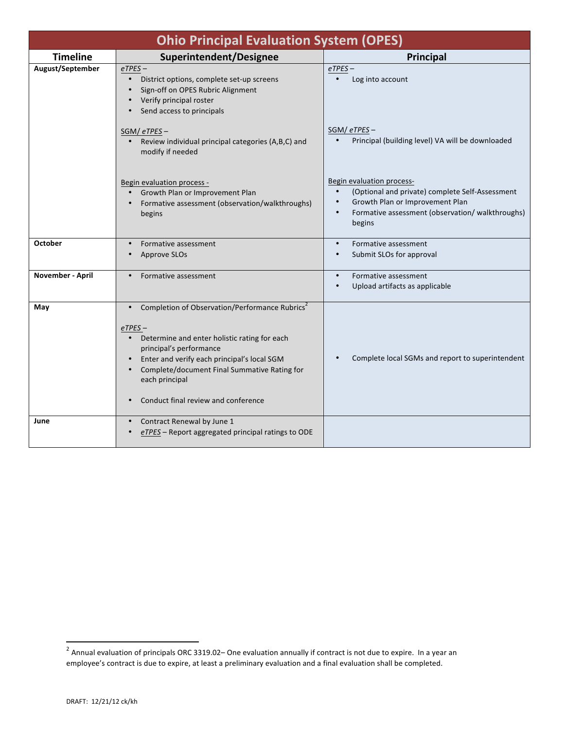# Ohio Principal Evaluation System (OPES)

| Timeline | Superintendent/Designee | Principal |
|---|---|---|
| **August/September** | *eTPES* – <br>• District options, complete set-up screens<br>• Sign-off on OPES Rubric Alignment<br>• Verify principal roster<br>• Send access to principals<br><br>SGM/ *eTPES* –<br>• Review individual principal categories (A,B,C) and modify if needed<br><br>Begin evaluation process -<br>• Growth Plan or Improvement Plan<br>• Formative assessment (observation/walkthroughs) begins | *eTPES* –<br>• Log into account<br><br>SGM/ *eTPES* –<br>• Principal (building level) VA will be downloaded<br><br>Begin evaluation process-<br>• (Optional and private) complete Self-Assessment<br>• Growth Plan or Improvement Plan<br>• Formative assessment (observation/ walkthroughs) begins |
| **October** | • Formative assessment<br>• Approve SLOs | • Formative assessment<br>• Submit SLOs for approval |
| **November - April** | • Formative assessment | • Formative assessment<br>• Upload artifacts as applicable |
| **May** | • Completion of Observation/Performance Rubrics[2]<br><br>*eTPES* –<br>• Determine and enter holistic rating for each principal's performance<br>• Enter and verify each principal's local SGM<br>• Complete/document Final Summative Rating for each principal<br><br>• Conduct final review and conference | • Complete local SGMs and report to superintendent |
| **June** | • Contract Renewal by June 1<br>• *eTPES* – Report aggregated principal ratings to ODE | |

[2] Annual evaluation of principals ORC 3319.02– One evaluation annually if contract is not due to expire. In a year an employee's contract is due to expire, at least a preliminary evaluation and a final evaluation shall be completed.

DRAFT: 12/21/12 ck/kh